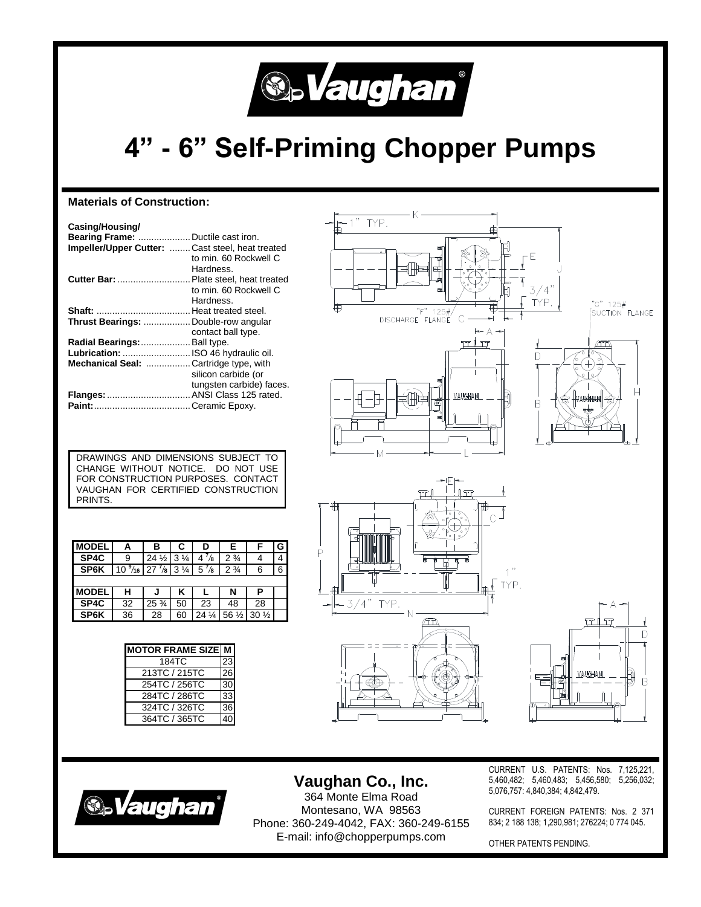# 4" - 6" Self-Priming Chopper Pumps

## Materials of Construction:

**Casing/Housing/**
**Bearing Frame:** .................... Ductile cast iron.
**Impeller/Upper Cutter:** ........ Cast steel, heat treated to min. 60 Rockwell C Hardness.
**Cutter Bar:** ............................ Plate steel, heat treated to min. 60 Rockwell C Hardness.
**Shaft:** .................................... Heat treated steel.
**Thrust Bearings:** .................. Double-row angular contact ball type.
**Radial Bearings:** ................... Ball type.
**Lubrication:** .......................... ISO 46 hydraulic oil.
**Mechanical Seal:** ................. Cartridge type, with silicon carbide (or tungsten carbide) faces.
**Flanges:** ................................ ANSI Class 125 rated.
**Paint:** ..................................... Ceramic Epoxy.

DRAWINGS AND DIMENSIONS SUBJECT TO CHANGE WITHOUT NOTICE. DO NOT USE FOR CONSTRUCTION PURPOSES. CONTACT VAUGHAN FOR CERTIFIED CONSTRUCTION PRINTS.

| MODEL | A | B | C | D | E | F | G |
|---|---|---|---|---|---|---|---|
| SP4C | 9 | 24 ½ | 3 ¼ | 4 ⅞ | 2 ¾ | 4 | 4 |
| SP6K | 10 9/16 | 27 ⅞ | 3 ¼ | 5 ⅞ | 2 ¾ | 6 | 6 |
| **MODEL** | **H** | **J** | **K** | **L** | **N** | **P** | |
| SP4C | 32 | 25 ¾ | 50 | 23 | 48 | 28 | |
| SP6K | 36 | 28 | 60 | 24 ¼ | 56 ½ | 30 ½ | |

| MOTOR FRAME SIZE | M |
|---|---|
| 184TC | 23 |
| 213TC / 215TC | 26 |
| 254TC / 256TC | 30 |
| 284TC / 286TC | 33 |
| 324TC / 326TC | 36 |
| 364TC / 365TC | 40 |

K, 1" TYP., E, J, 3/4" TYP., "F" 125# DISCHARGE FLANGE, C, "G" 125# SUCTION FLANGE, A, D, B, H, M, L, P, 1" TYP., 3/4" TYP., N

## Vaughan Co., Inc.

364 Monte Elma Road
Montesano, WA 98563
Phone: 360-249-4042, FAX: 360-249-6155
E-mail: info@chopperpumps.com

CURRENT U.S. PATENTS: Nos. 7,125,221, 5,460,482; 5,460,483; 5,456,580; 5,256,032; 5,076,757: 4,840,384; 4,842,479.

CURRENT FOREIGN PATENTS: Nos. 2 371 834; 2 188 138; 1,290,981; 276224; 0 774 045.

OTHER PATENTS PENDING.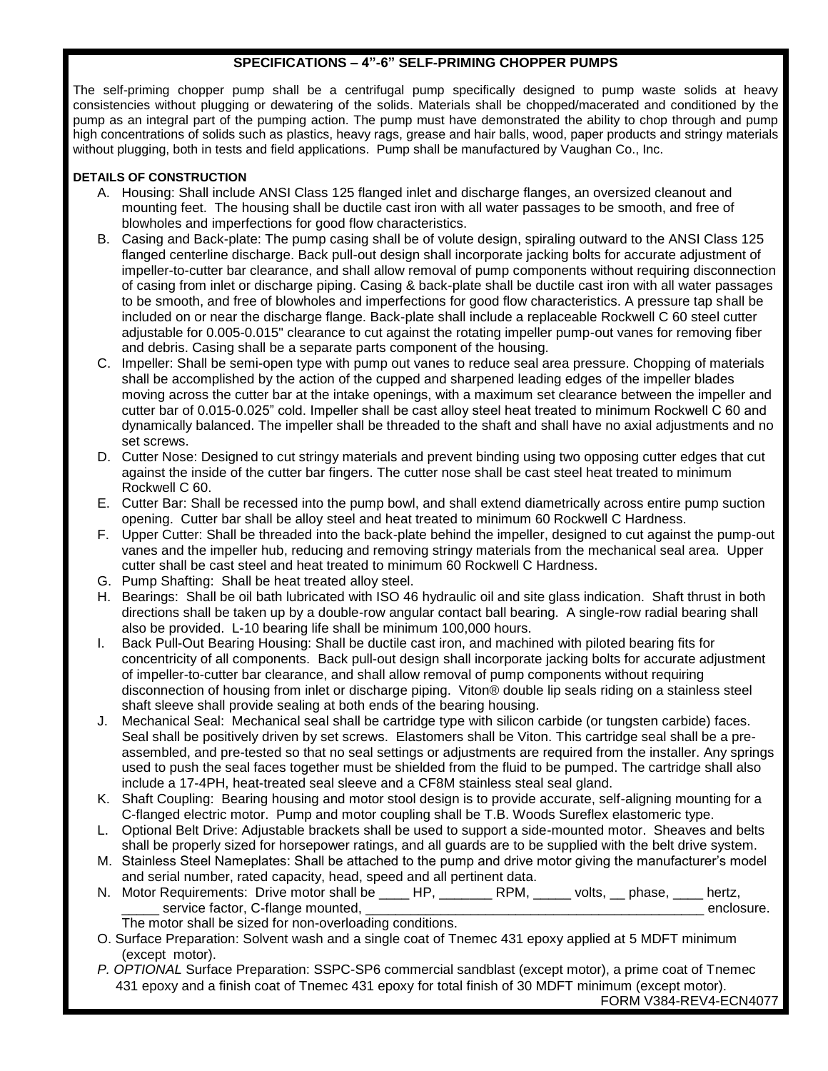## SPECIFICATIONS – 4”-6” SELF-PRIMING CHOPPER PUMPS

The self-priming chopper pump shall be a centrifugal pump specifically designed to pump waste solids at heavy consistencies without plugging or dewatering of the solids. Materials shall be chopped/macerated and conditioned by the pump as an integral part of the pumping action. The pump must have demonstrated the ability to chop through and pump high concentrations of solids such as plastics, heavy rags, grease and hair balls, wood, paper products and stringy materials without plugging, both in tests and field applications. Pump shall be manufactured by Vaughan Co., Inc.

**DETAILS OF CONSTRUCTION**

A. Housing: Shall include ANSI Class 125 flanged inlet and discharge flanges, an oversized cleanout and mounting feet. The housing shall be ductile cast iron with all water passages to be smooth, and free of blowholes and imperfections for good flow characteristics.

B. Casing and Back-plate: The pump casing shall be of volute design, spiraling outward to the ANSI Class 125 flanged centerline discharge. Back pull-out design shall incorporate jacking bolts for accurate adjustment of impeller-to-cutter bar clearance, and shall allow removal of pump components without requiring disconnection of casing from inlet or discharge piping. Casing & back-plate shall be ductile cast iron with all water passages to be smooth, and free of blowholes and imperfections for good flow characteristics. A pressure tap shall be included on or near the discharge flange. Back-plate shall include a replaceable Rockwell C 60 steel cutter adjustable for 0.005-0.015" clearance to cut against the rotating impeller pump-out vanes for removing fiber and debris. Casing shall be a separate parts component of the housing.

C. Impeller: Shall be semi-open type with pump out vanes to reduce seal area pressure. Chopping of materials shall be accomplished by the action of the cupped and sharpened leading edges of the impeller blades moving across the cutter bar at the intake openings, with a maximum set clearance between the impeller and cutter bar of 0.015-0.025” cold. Impeller shall be cast alloy steel heat treated to minimum Rockwell C 60 and dynamically balanced. The impeller shall be threaded to the shaft and shall have no axial adjustments and no set screws.

D. Cutter Nose: Designed to cut stringy materials and prevent binding using two opposing cutter edges that cut against the inside of the cutter bar fingers. The cutter nose shall be cast steel heat treated to minimum Rockwell C 60.

E. Cutter Bar: Shall be recessed into the pump bowl, and shall extend diametrically across entire pump suction opening. Cutter bar shall be alloy steel and heat treated to minimum 60 Rockwell C Hardness.

F. Upper Cutter: Shall be threaded into the back-plate behind the impeller, designed to cut against the pump-out vanes and the impeller hub, reducing and removing stringy materials from the mechanical seal area. Upper cutter shall be cast steel and heat treated to minimum 60 Rockwell C Hardness.

G. Pump Shafting: Shall be heat treated alloy steel.

H. Bearings: Shall be oil bath lubricated with ISO 46 hydraulic oil and site glass indication. Shaft thrust in both directions shall be taken up by a double-row angular contact ball bearing. A single-row radial bearing shall also be provided. L-10 bearing life shall be minimum 100,000 hours.

I. Back Pull-Out Bearing Housing: Shall be ductile cast iron, and machined with piloted bearing fits for concentricity of all components. Back pull-out design shall incorporate jacking bolts for accurate adjustment of impeller-to-cutter bar clearance, and shall allow removal of pump components without requiring disconnection of housing from inlet or discharge piping. Viton® double lip seals riding on a stainless steel shaft sleeve shall provide sealing at both ends of the bearing housing.

J. Mechanical Seal: Mechanical seal shall be cartridge type with silicon carbide (or tungsten carbide) faces. Seal shall be positively driven by set screws. Elastomers shall be Viton. This cartridge seal shall be a pre-assembled, and pre-tested so that no seal settings or adjustments are required from the installer. Any springs used to push the seal faces together must be shielded from the fluid to be pumped. The cartridge shall also include a 17-4PH, heat-treated seal sleeve and a CF8M stainless steel seal gland.

K. Shaft Coupling: Bearing housing and motor stool design is to provide accurate, self-aligning mounting for a C-flanged electric motor. Pump and motor coupling shall be T.B. Woods Sureflex elastomeric type.

L. Optional Belt Drive: Adjustable brackets shall be used to support a side-mounted motor. Sheaves and belts shall be properly sized for horsepower ratings, and all guards are to be supplied with the belt drive system.

M. Stainless Steel Nameplates: Shall be attached to the pump and drive motor giving the manufacturer’s model and serial number, rated capacity, head, speed and all pertinent data.

N. Motor Requirements: Drive motor shall be ____ HP, _______ RPM, _____ volts, __ phase, ____ hertz, _____ service factor, C-flange mounted, _______________________________________________ enclosure. The motor shall be sized for non-overloading conditions.

O. Surface Preparation: Solvent wash and a single coat of Tnemec 431 epoxy applied at 5 MDFT minimum (except motor).

*P. OPTIONAL* Surface Preparation: SSPC-SP6 commercial sandblast (except motor), a prime coat of Tnemec 431 epoxy and a finish coat of Tnemec 431 epoxy for total finish of 30 MDFT minimum (except motor).

FORM V384-REV4-ECN4077